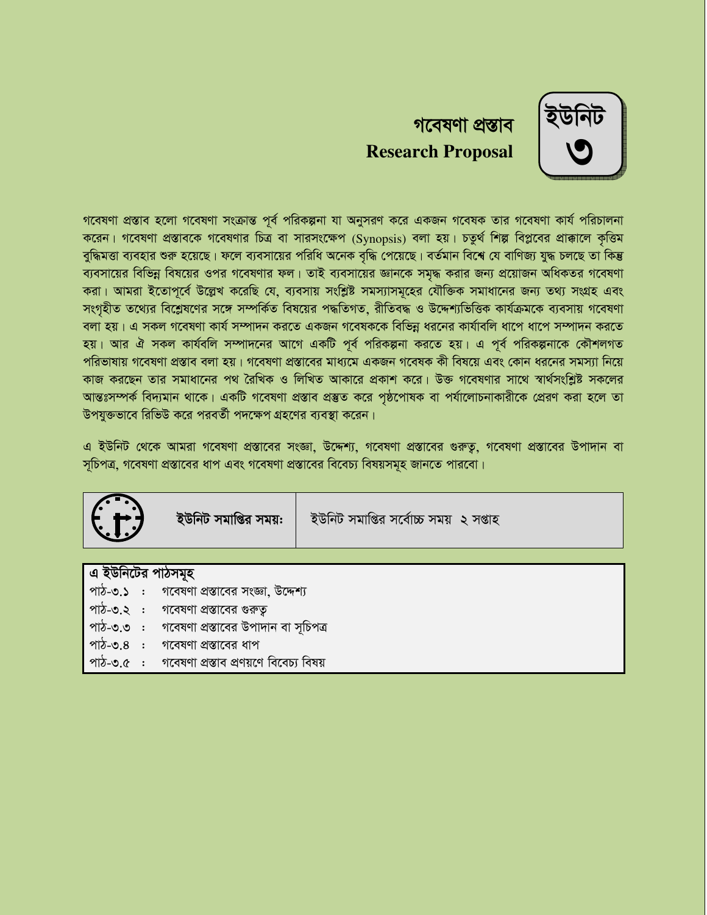# ইউনিট ৩

# গবেষণা প্রস্তাব
## Research Proposal

গবেষণা প্রস্তাব হলো গবেষণা সংক্রান্ত পূর্ব পরিকল্পনা যা অনুসরণ করে একজন গবেষক তার গবেষণা কার্য পরিচালনা করেন। গবেষণা প্রস্তাবকে গবেষণার চিত্র বা সারসংক্ষেপ (Synopsis) বলা হয়। চতুর্থ শিল্প বিপ্লবের প্রাক্কালে কৃত্তিম বুদ্ধিমত্তা ব্যবহার শুরু হয়েছে। ফলে ব্যবসায়ের পরিধি অনেক বৃদ্ধি পেয়েছে। বর্তমান বিশ্বে যে বাণিজ্য যুদ্ধ চলছে তা কিন্তু ব্যবসায়ের বিভিন্ন বিষয়ের ওপর গবেষণার ফল। তাই ব্যবসায়ের জ্ঞানকে সমৃদ্ধ করার জন্য প্রয়োজন অধিকতর গবেষণা করা। আমরা ইতোপূর্বে উল্লেখ করেছি যে, ব্যবসায় সংশ্লিষ্ট সমস্যাসমূহের যৌক্তিক সমাধানের জন্য তথ্য সংগ্রহ এবং সংগৃহীত তথ্যের বিশ্লেষণের সঙ্গে সম্পর্কিত বিষয়ের পদ্ধতিগত, রীতিবদ্ধ ও উদ্দেশ্যভিত্তিক কার্যক্রমকে ব্যবসায় গবেষণা বলা হয়। এ সকল গবেষণা কার্য সম্পাদন করতে একজন গবেষককে বিভিন্ন ধরনের কার্যাবলি ধাপে ধাপে সম্পাদন করতে হয়। আর ঐ সকল কার্যবলি সম্পাদনের আগে একটি পূর্ব পরিকল্পনা করতে হয়। এ পূর্ব পরিকল্পনাকে কৌশলগত পরিভাষায় গবেষণা প্রস্তাব বলা হয়। গবেষণা প্রস্তাবের মাধ্যমে একজন গবেষক কী বিষয়ে এবং কোন ধরনের সমস্যা নিয়ে কাজ করছেন তার সমাধানের পথ রৈখিক ও লিখিত আকারে প্রকাশ করে। উক্ত গবেষণার সাথে স্বার্থসংশ্লিষ্ট সকলের আন্তঃসম্পর্ক বিদ্যমান থাকে। একটি গবেষণা প্রস্তাব প্রস্তুত করে পৃষ্ঠপোষক বা পর্যালোচনাকারীকে প্রেরণ করা হলে তা উপযুক্তভাবে রিভিউ করে পরবর্তী পদক্ষেপ গ্রহণের ব্যবস্থা করেন।

এ ইউনিট থেকে আমরা গবেষণা প্রস্তাবের সংজ্ঞা, উদ্দেশ্য, গবেষণা প্রস্তাবের গুরুত্ব, গবেষণা প্রস্তাবের উপাদান বা সূচিপত্র, গবেষণা প্রস্তাবের ধাপ এবং গবেষণা প্রস্তাবের বিবেচ্য বিষয়সমূহ জানতে পারবো।

| **ইউনিট সমাপ্তির সময়:** | ইউনিট সমাপ্তির সর্বোচ্চ সময় ২ সপ্তাহ |
| --- | --- |

**এ ইউনিটের পাঠসমূহ**

| | | |
| --- | --- | --- |
| পাঠ-৩.১ | : | গবেষণা প্রস্তাবের সংজ্ঞা, উদ্দেশ্য |
| পাঠ-৩.২ | : | গবেষণা প্রস্তাবের গুরুত্ব |
| পাঠ-৩.৩ | : | গবেষণা প্রস্তাবের উপাদান বা সূচিপত্র |
| পাঠ-৩.৪ | : | গবেষণা প্রস্তাবের ধাপ |
| পাঠ-৩.৫ | : | গবেষণা প্রস্তাব প্রণয়ণে বিবেচ্য বিষয় |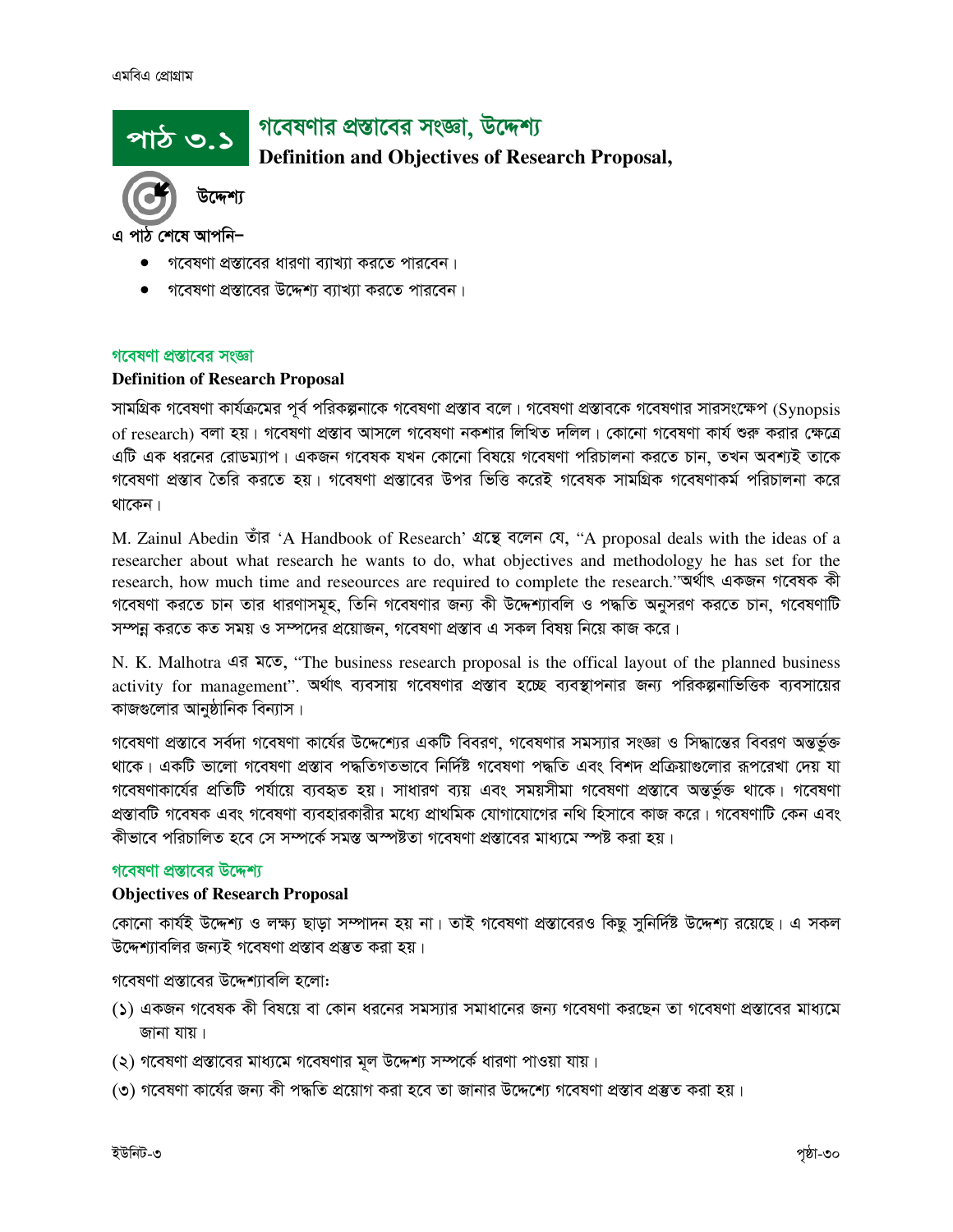# পাঠ ৩.১ গবেষণার প্রস্তাবের সংজ্ঞা, উদ্দেশ্য

**Definition and Objectives of Research Proposal,**

### উদ্দেশ্য

**এ পাঠ শেষে আপনি–**

- গবেষণা প্রস্তাবের ধারণা ব্যাখ্যা করতে পারবেন।
- গবেষণা প্রস্তাবের উদ্দেশ্য ব্যাখ্যা করতে পারবেন।

## গবেষণা প্রস্তাবের সংজ্ঞা

**Definition of Research Proposal**

সামগ্রিক গবেষণা কার্যক্রমের পূর্ব পরিকল্পনাকে গবেষণা প্রস্তাব বলে। গবেষণা প্রস্তাবকে গবেষণার সারসংক্ষেপ (Synopsis of research) বলা হয়। গবেষণা প্রস্তাব আসলে গবেষণা নকশার লিখিত দলিল। কোনো গবেষণা কার্য শুরু করার ক্ষেত্রে এটি এক ধরনের রোডম্যাপ। একজন গবেষক যখন কোনো বিষয়ে গবেষণা পরিচালনা করতে চান, তখন অবশ্যই তাকে গবেষণা প্রস্তাব তৈরি করতে হয়। গবেষণা প্রস্তাবের উপর ভিত্তি করেই গবেষক সামগ্রিক গবেষণাকর্ম পরিচালনা করে থাকেন।

M. Zainul Abedin তাঁর 'A Handbook of Research' গ্রন্থে বলেন যে, "A proposal deals with the ideas of a researcher about what research he wants to do, what objectives and methodology he has set for the research, how much time and reseources are required to complete the research."অর্থাৎ একজন গবেষক কী গবেষণা করতে চান তার ধারণাসমূহ, তিনি গবেষণার জন্য কী উদ্দেশ্যাবলি ও পদ্ধতি অনুসরণ করতে চান, গবেষণাটি সম্পন্ন করতে কত সময় ও সম্পদের প্রয়োজন, গবেষণা প্রস্তাব এ সকল বিষয় নিয়ে কাজ করে।

N. K. Malhotra এর মতে, "The business research proposal is the offical layout of the planned business activity for management". অর্থাৎ ব্যবসায় গবেষণার প্রস্তাব হচ্ছে ব্যবস্থাপনার জন্য পরিকল্পনাভিত্তিক ব্যবসায়ের কাজগুলোর আনুষ্ঠানিক বিন্যাস।

গবেষণা প্রস্তাবে সর্বদা গবেষণা কার্যের উদ্দেশ্যের একটি বিবরণ, গবেষণার সমস্যার সংজ্ঞা ও সিদ্ধান্তের বিবরণ অন্তর্ভুক্ত থাকে। একটি ভালো গবেষণা প্রস্তাব পদ্ধতিগতভাবে নির্দিষ্ট গবেষণা পদ্ধতি এবং বিশদ প্রক্রিয়াগুলোর রূপরেখা দেয় যা গবেষণাকার্যের প্রতিটি পর্যায়ে ব্যবহৃত হয়। সাধারণ ব্যয় এবং সময়সীমা গবেষণা প্রস্তাবে অন্তর্ভুক্ত থাকে। গবেষণা প্রস্তাবটি গবেষক এবং গবেষণা ব্যবহারকারীর মধ্যে প্রাথমিক যোগাযোগের নথি হিসাবে কাজ করে। গবেষণাটি কেন এবং কীভাবে পরিচালিত হবে সে সম্পর্কে সমস্ত অস্পষ্টতা গবেষণা প্রস্তাবের মাধ্যমে স্পষ্ট করা হয়।

## গবেষণা প্রস্তাবের উদ্দেশ্য

**Objectives of Research Proposal**

কোনো কার্যই উদ্দেশ্য ও লক্ষ্য ছাড়া সম্পাদন হয় না। তাই গবেষণা প্রস্তাবেরও কিছু সুনির্দিষ্ট উদ্দেশ্য রয়েছে। এ সকল উদ্দেশ্যাবলির জন্যই গবেষণা প্রস্তাব প্রস্তুত করা হয়।

গবেষণা প্রস্তাবের উদ্দেশ্যাবলি হলো:

(১) একজন গবেষক কী বিষয়ে বা কোন ধরনের সমস্যার সমাধানের জন্য গবেষণা করছেন তা গবেষণা প্রস্তাবের মাধ্যমে জানা যায়।

(২) গবেষণা প্রস্তাবের মাধ্যমে গবেষণার মূল উদ্দেশ্য সম্পর্কে ধারণা পাওয়া যায়।

(৩) গবেষণা কার্যের জন্য কী পদ্ধতি প্রয়োগ করা হবে তা জানার উদ্দেশ্যে গবেষণা প্রস্তাব প্রস্তুত করা হয়।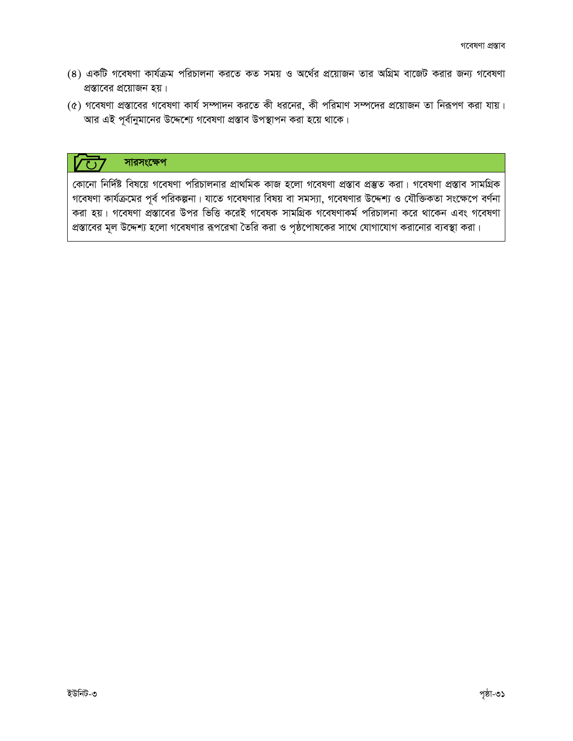(৪) একটি গবেষণা কার্যক্রম পরিচালনা করতে কত সময় ও অর্থের প্রয়োজন তার অগ্রিম বাজেট করার জন্য গবেষণা প্রস্তাবের প্রয়োজন হয়।

(৫) গবেষণা প্রস্তাবের গবেষণা কার্য সম্পাদন করতে কী ধরনের, কী পরিমাণ সম্পদের প্রয়োজন তা নিরূপণ করা যায়। আর এই পূর্বানুমানের উদ্দেশ্যে গবেষণা প্রস্তাব উপস্থাপন করা হয়ে থাকে।

### সারসংক্ষেপ

কোনো নির্দিষ্ট বিষয়ে গবেষণা পরিচালনার প্রাথমিক কাজ হলো গবেষণা প্রস্তাব প্রস্তুত করা। গবেষণা প্রস্তাব সামগ্রিক গবেষণা কার্যক্রমের পূর্ব পরিকল্পনা। যাতে গবেষণার বিষয় বা সমস্যা, গবেষণার উদ্দেশ্য ও যৌক্তিকতা সংক্ষেপে বর্ণনা করা হয়। গবেষণা প্রস্তাবের উপর ভিত্তি করেই গবেষক সামগ্রিক গবেষণাকর্ম পরিচালনা করে থাকেন এবং গবেষণা প্রস্তাবের মূল উদ্দেশ্য হলো গবেষণার রূপরেখা তৈরি করা ও পৃষ্ঠপোষকের সাথে যোগাযোগ করানোর ব্যবস্থা করা।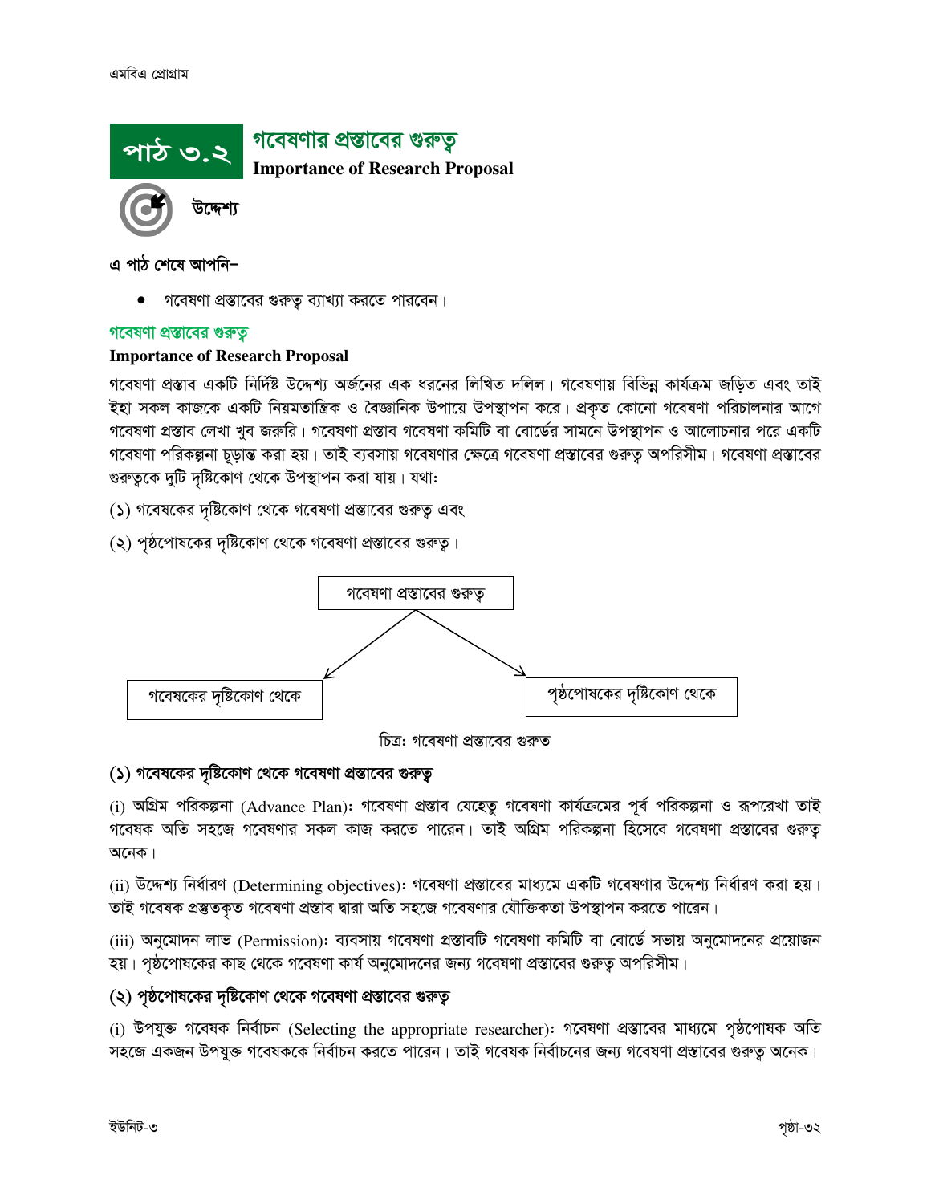# পাঠ ৩.২ গবেষণার প্রস্তাবের গুরুত্ব

**Importance of Research Proposal**

**উদ্দেশ্য**

**এ পাঠ শেষে আপনি–**

- গবেষণা প্রস্তাবের গুরুত্ব ব্যাখ্যা করতে পারবেন।

## গবেষণা প্রস্তাবের গুরুত্ব

**Importance of Research Proposal**

গবেষণা প্রস্তাব একটি নির্দিষ্ট উদ্দেশ্য অর্জনের এক ধরনের লিখিত দলিল। গবেষণায় বিভিন্ন কার্যক্রম জড়িত এবং তাই ইহা সকল কাজকে একটি নিয়মতান্ত্রিক ও বৈজ্ঞানিক উপায়ে উপস্থাপন করে। প্রকৃত কোনো গবেষণা পরিচালনার আগে গবেষণা প্রস্তাব লেখা খুব জরুরি। গবেষণা প্রস্তাব গবেষণা কমিটি বা বোর্ডের সামনে উপস্থাপন ও আলোচনার পরে একটি গবেষণা পরিকল্পনা চূড়ান্ত করা হয়। তাই ব্যবসায় গবেষণার ক্ষেত্রে গবেষণা প্রস্তাবের গুরুত্ব অপরিসীম। গবেষণা প্রস্তাবের গুরুত্বকে দুটি দৃষ্টিকোণ থেকে উপস্থাপন করা যায়। যথা:

(১) গবেষকের দৃষ্টিকোণ থেকে গবেষণা প্রস্তাবের গুরুত্ব এবং

(২) পৃষ্ঠপোষকের দৃষ্টিকোণ থেকে গবেষণা প্রস্তাবের গুরুত্ব।

গবেষণা প্রস্তাবের গুরুত্ব → গবেষকের দৃষ্টিকোণ থেকে | পৃষ্ঠপোষকের দৃষ্টিকোণ থেকে

চিত্র: গবেষণা প্রস্তাবের গুরুত

### (১) গবেষকের দৃষ্টিকোণ থেকে গবেষণা প্রস্তাবের গুরুত্ব

(i) অগ্রিম পরিকল্পনা (Advance Plan): গবেষণা প্রস্তাব যেহেতু গবেষণা কার্যক্রমের পূর্ব পরিকল্পনা ও রূপরেখা তাই গবেষক অতি সহজে গবেষণার সকল কাজ করতে পারেন। তাই অগ্রিম পরিকল্পনা হিসেবে গবেষণা প্রস্তাবের গুরুত্ব অনেক।

(ii) উদ্দেশ্য নির্ধারণ (Determining objectives): গবেষণা প্রস্তাবের মাধ্যমে একটি গবেষণার উদ্দেশ্য নির্ধারণ করা হয়। তাই গবেষক প্রস্তুতকৃত গবেষণা প্রস্তাব দ্বারা অতি সহজে গবেষণার যৌক্তিকতা উপস্থাপন করতে পারেন।

(iii) অনুমোদন লাভ (Permission): ব্যবসায় গবেষণা প্রস্তাবটি গবেষণা কমিটি বা বোর্ডে সভায় অনুমোদনের প্রয়োজন হয়। পৃষ্ঠপোষকের কাছ থেকে গবেষণা কার্য অনুমোদনের জন্য গবেষণা প্রস্তাবের গুরুত্ব অপরিসীম।

### (২) পৃষ্ঠপোষকের দৃষ্টিকোণ থেকে গবেষণা প্রস্তাবের গুরুত্ব

(i) উপযুক্ত গবেষক নির্বাচন (Selecting the appropriate researcher): গবেষণা প্রস্তাবের মাধ্যমে পৃষ্ঠপোষক অতি সহজে একজন উপযুক্ত গবেষককে নির্বাচন করতে পারেন। তাই গবেষক নির্বাচনের জন্য গবেষণা প্রস্তাবের গুরুত্ব অনেক।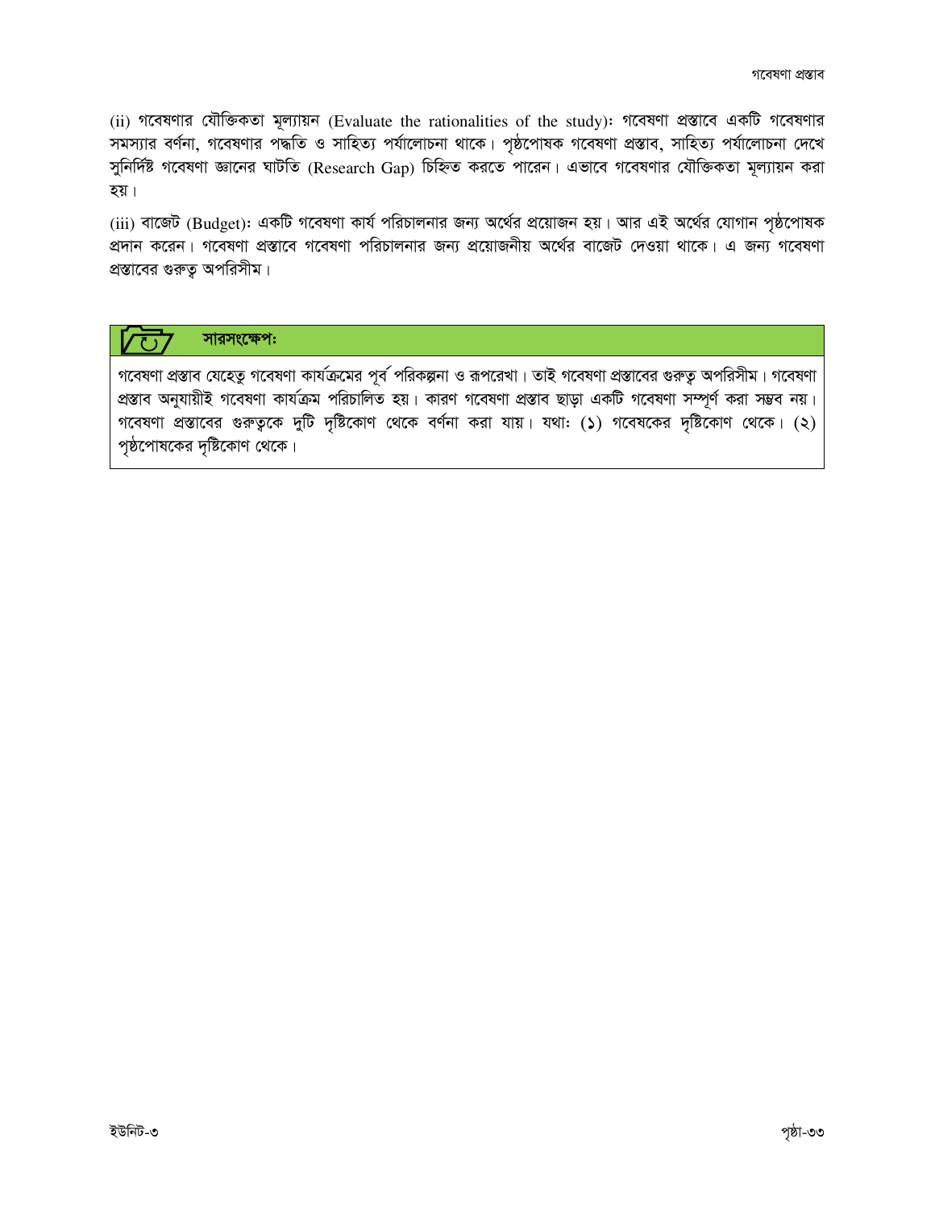(ii) গবেষণার যৌক্তিকতা মূল্যায়ন (Evaluate the rationalities of the study)ঃ গবেষণা প্রস্তাবে একটি গবেষণার সমস্যার বর্ণনা, গবেষণার পদ্ধতি ও সাহিত্য পর্যালোচনা থাকে। পৃষ্ঠপোষক গবেষণা প্রস্তাব, সাহিত্য পর্যালোচনা দেখে সুনির্দিষ্ট গবেষণা জ্ঞানের ঘাটতি (Research Gap) চিহ্নিত করতে পারেন। এভাবে গবেষণার যৌক্তিকতা মূল্যায়ন করা হয়।

(iii) বাজেট (Budget)ঃ একটি গবেষণা কার্য পরিচালনার জন্য অর্থের প্রয়োজন হয়। আর এই অর্থের যোগান পৃষ্ঠপোষক প্রদান করেন। গবেষণা প্রস্তাবে গবেষণা পরিচালনার জন্য প্রয়োজনীয় অর্থের বাজেট দেওয়া থাকে। এ জন্য গবেষণা প্রস্তাবের গুরুত্ব অপরিসীম।

**সারসংক্ষেপঃ**

গবেষণা প্রস্তাব যেহেতু গবেষণা কার্যক্রমের পূর্ব পরিকল্পনা ও রূপরেখা। তাই গবেষণা প্রস্তাবের গুরুত্ব অপরিসীম। গবেষণা প্রস্তাব অনুযায়ীই গবেষণা কার্যক্রম পরিচালিত হয়। কারণ গবেষণা প্রস্তাব ছাড়া একটি গবেষণা সম্পূর্ণ করা সম্ভব নয়। গবেষণা প্রস্তাবের গুরুত্বকে দুটি দৃষ্টিকোণ থেকে বর্ণনা করা যায়। যথাঃ (১) গবেষকের দৃষ্টিকোণ থেকে। (২) পৃষ্ঠপোষকের দৃষ্টিকোণ থেকে।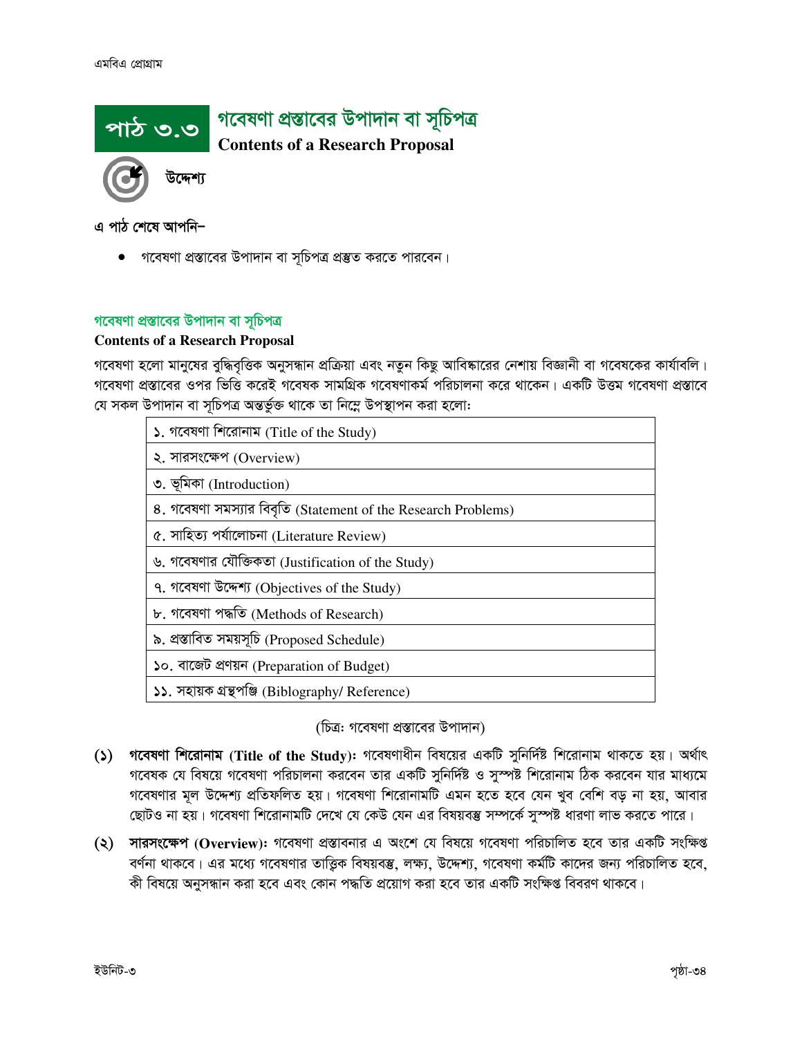## পাঠ ৩.৩ গবেষণা প্রস্তাবের উপাদান বা সূচিপত্র

**Contents of a Research Proposal**

**উদ্দেশ্য**

**এ পাঠ শেষে আপনি–**

- গবেষণা প্রস্তাবের উপাদান বা সূচিপত্র প্রস্তুত করতে পারবেন।

### গবেষণা প্রস্তাবের উপাদান বা সূচিপত্র

**Contents of a Research Proposal**

গবেষণা হলো মানুষের বুদ্ধিবৃত্তিক অনুসন্ধান প্রক্রিয়া এবং নতুন কিছু আবিষ্কারের নেশায় বিজ্ঞানী বা গবেষকের কার্যাবলি। গবেষণা প্রস্তাবের ওপর ভিত্তি করেই গবেষক সামগ্রিক গবেষণাকর্ম পরিচালনা করে থাকেন। একটি উত্তম গবেষণা প্রস্তাবে যে সকল উপাদান বা সূচিপত্র অন্তর্ভুক্ত থাকে তা নিম্নে উপস্থাপন করা হলো:

| |
|---|
| ১. গবেষণা শিরোনাম (Title of the Study) |
| ২. সারসংক্ষেপ (Overview) |
| ৩. ভূমিকা (Introduction) |
| ৪. গবেষণা সমস্যার বিবৃতি (Statement of the Research Problems) |
| ৫. সাহিত্য পর্যালোচনা (Literature Review) |
| ৬. গবেষণার যৌক্তিকতা (Justification of the Study) |
| ৭. গবেষণা উদ্দেশ্য (Objectives of the Study) |
| ৮. গবেষণা পদ্ধতি (Methods of Research) |
| ৯. প্রস্তাবিত সময়সূচি (Proposed Schedule) |
| ১০. বাজেট প্রণয়ন (Preparation of Budget) |
| ১১. সহায়ক গ্রন্থপঞ্জি (Biblography/ Reference) |

(চিত্র: গবেষণা প্রস্তাবের উপাদান)

**(১) গবেষণা শিরোনাম (Title of the Study):** গবেষণাধীন বিষয়ের একটি সুনির্দিষ্ট শিরোনাম থাকতে হয়। অর্থাৎ গবেষক যে বিষয়ে গবেষণা পরিচালনা করবেন তার একটি সুনির্দিষ্ট ও সুস্পষ্ট শিরোনাম ঠিক করবেন যার মাধ্যমে গবেষণার মূল উদ্দেশ্য প্রতিফলিত হয়। গবেষণা শিরোনামটি এমন হতে হবে যেন খুব বেশি বড় না হয়, আবার ছোটও না হয়। গবেষণা শিরোনামটি দেখে যে কেউ যেন এর বিষয়বস্তু সম্পর্কে সুস্পষ্ট ধারণা লাভ করতে পারে।

**(২) সারসংক্ষেপ (Overview):** গবেষণা প্রস্তাবনার এ অংশে যে বিষয়ে গবেষণা পরিচালিত হবে তার একটি সংক্ষিপ্ত বর্ণনা থাকবে। এর মধ্যে গবেষণার তাত্ত্বিক বিষয়বস্তু, লক্ষ্য, উদ্দেশ্য, গবেষণা কর্মটি কাদের জন্য পরিচালিত হবে, কী বিষয়ে অনুসন্ধান করা হবে এবং কোন পদ্ধতি প্রয়োগ করা হবে তার একটি সংক্ষিপ্ত বিবরণ থাকবে।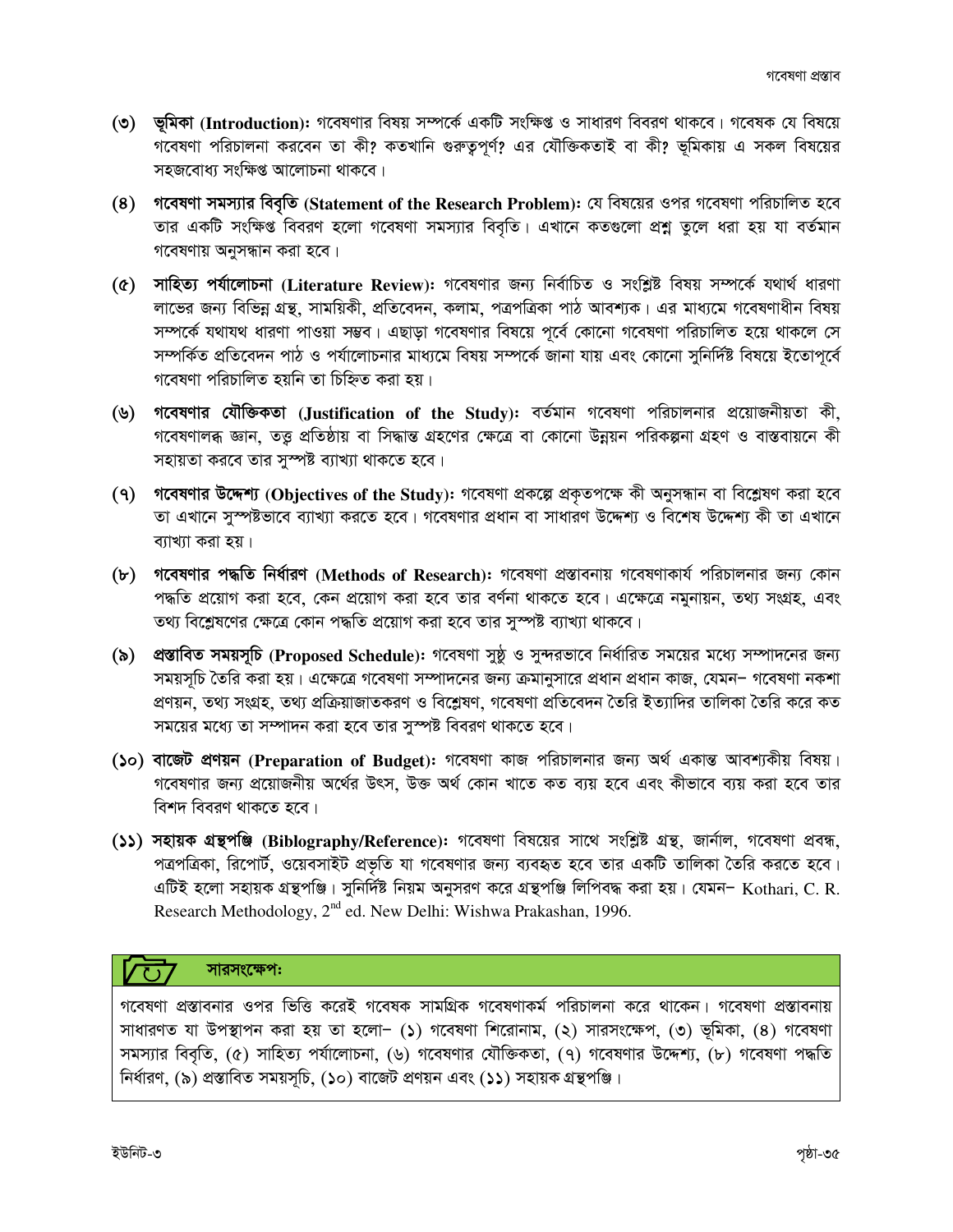(৩) **ভূমিকা (Introduction):** গবেষণার বিষয় সম্পর্কে একটি সংক্ষিপ্ত ও সাধারণ বিবরণ থাকবে। গবেষক যে বিষয়ে গবেষণা পরিচালনা করবেন তা কী? কতখানি গুরুত্বপূর্ণ? এর যৌক্তিকতাই বা কী? ভূমিকায় এ সকল বিষয়ের সহজবোধ্য সংক্ষিপ্ত আলোচনা থাকবে।

(৪) **গবেষণা সমস্যার বিবৃতি (Statement of the Research Problem):** যে বিষয়ের ওপর গবেষণা পরিচালিত হবে তার একটি সংক্ষিপ্ত বিবরণ হলো গবেষণা সমস্যার বিবৃতি। এখানে কতগুলো প্রশ্ন তুলে ধরা হয় যা বর্তমান গবেষণায় অনুসন্ধান করা হবে।

(৫) **সাহিত্য পর্যালোচনা (Literature Review):** গবেষণার জন্য নির্বাচিত ও সংশ্লিষ্ট বিষয় সম্পর্কে যথার্থ ধারণা লাভের জন্য বিভিন্ন গ্রন্থ, সাময়িকী, প্রতিবেদন, কলাম, পত্রপত্রিকা পাঠ আবশ্যক। এর মাধ্যমে গবেষণাধীন বিষয় সম্পর্কে যথাযথ ধারণা পাওয়া সম্ভব। এছাড়া গবেষণার বিষয়ে পূর্বে কোনো গবেষণা পরিচালিত হয়ে থাকলে সে সম্পর্কিত প্রতিবেদন পাঠ ও পর্যালোচনার মাধ্যমে বিষয় সম্পর্কে জানা যায় এবং কোনো সুনির্দিষ্ট বিষয়ে ইতোপূর্বে গবেষণা পরিচালিত হয়নি তা চিহ্নিত করা হয়।

(৬) **গবেষণার যৌক্তিকতা (Justification of the Study):** বর্তমান গবেষণা পরিচালনার প্রয়োজনীয়তা কী, গবেষণালব্ধ জ্ঞান, তত্ত্ব প্রতিষ্ঠায় বা সিদ্ধান্ত গ্রহণের ক্ষেত্রে বা কোনো উন্নয়ন পরিকল্পনা গ্রহণ ও বাস্তবায়নে কী সহায়তা করবে তার সুস্পষ্ট ব্যাখ্যা থাকতে হবে।

(৭) **গবেষণার উদ্দেশ্য (Objectives of the Study):** গবেষণা প্রকল্পে প্রকৃতপক্ষে কী অনুসন্ধান বা বিশ্লেষণ করা হবে তা এখানে সুস্পষ্টভাবে ব্যাখ্যা করতে হবে। গবেষণার প্রধান বা সাধারণ উদ্দেশ্য ও বিশেষ উদ্দেশ্য কী তা এখানে ব্যাখ্যা করা হয়।

(৮) **গবেষণার পদ্ধতি নির্ধারণ (Methods of Research):** গবেষণা প্রস্তাবনায় গবেষণাকার্য পরিচালনার জন্য কোন পদ্ধতি প্রয়োগ করা হবে, কেন প্রয়োগ করা হবে তার বর্ণনা থাকতে হবে। এক্ষেত্রে নমুনায়ন, তথ্য সংগ্রহ, এবং তথ্য বিশ্লেষণের ক্ষেত্রে কোন পদ্ধতি প্রয়োগ করা হবে তার সুস্পষ্ট ব্যাখ্যা থাকবে।

(৯) **প্রস্তাবিত সময়সূচি (Proposed Schedule):** গবেষণা সুষ্ঠু ও সুন্দরভাবে নির্ধারিত সময়ের মধ্যে সম্পাদনের জন্য সময়সূচি তৈরি করা হয়। এক্ষেত্রে গবেষণা সম্পাদনের জন্য ক্রমানুসারে প্রধান প্রধান কাজ, যেমন– গবেষণা নকশা প্রণয়ন, তথ্য সংগ্রহ, তথ্য প্রক্রিয়াজাতকরণ ও বিশ্লেষণ, গবেষণা প্রতিবেদন তৈরি ইত্যাদির তালিকা তৈরি করে কত সময়ের মধ্যে তা সম্পাদন করা হবে তার সুস্পষ্ট বিবরণ থাকতে হবে।

(১০) **বাজেট প্রণয়ন (Preparation of Budget):** গবেষণা কাজ পরিচালনার জন্য অর্থ একান্ত আবশ্যকীয় বিষয়। গবেষণার জন্য প্রয়োজনীয় অর্থের উৎস, উক্ত অর্থ কোন খাতে কত ব্যয় হবে এবং কীভাবে ব্যয় করা হবে তার বিশদ বিবরণ থাকতে হবে।

(১১) **সহায়ক গ্রন্থপঞ্জি (Biblography/Reference):** গবেষণা বিষয়ের সাথে সংশ্লিষ্ট গ্রন্থ, জার্নাল, গবেষণা প্রবন্ধ, পত্রপত্রিকা, রিপোর্ট, ওয়েবসাইট প্রভৃতি যা গবেষণার জন্য ব্যবহৃত হবে তার একটি তালিকা তৈরি করতে হবে। এটিই হলো সহায়ক গ্রন্থপঞ্জি। সুনির্দিষ্ট নিয়ম অনুসরণ করে গ্রন্থপঞ্জি লিপিবদ্ধ করা হয়। যেমন– Kothari, C. R. Research Methodology, 2nd ed. New Delhi: Wishwa Prakashan, 1996.

**সারসংক্ষেপ:**

গবেষণা প্রস্তাবনার ওপর ভিত্তি করেই গবেষক সামগ্রিক গবেষণাকর্ম পরিচালনা করে থাকেন। গবেষণা প্রস্তাবনায় সাধারণত যা উপস্থাপন করা হয় তা হলো– (১) গবেষণা শিরোনাম, (২) সারসংক্ষেপ, (৩) ভূমিকা, (৪) গবেষণা সমস্যার বিবৃতি, (৫) সাহিত্য পর্যালোচনা, (৬) গবেষণার যৌক্তিকতা, (৭) গবেষণার উদ্দেশ্য, (৮) গবেষণা পদ্ধতি নির্ধারণ, (৯) প্রস্তাবিত সময়সূচি, (১০) বাজেট প্রণয়ন এবং (১১) সহায়ক গ্রন্থপঞ্জি।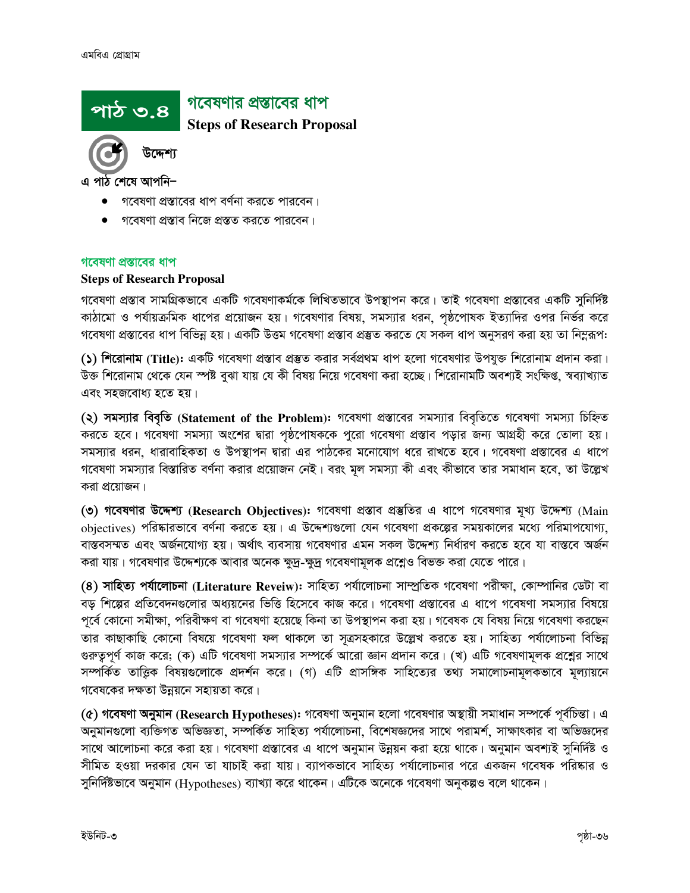## পাঠ ৩.৪ গবেষণার প্রস্তাবের ধাপ

**Steps of Research Proposal**

**উদ্দেশ্য**

এ পাঠ শেষে আপনি–

- গবেষণা প্রস্তাবের ধাপ বর্ণনা করতে পারবেন।
- গবেষণা প্রস্তাব নিজে প্রস্তত করতে পারবেন।

### গবেষণা প্রস্তাবের ধাপ

**Steps of Research Proposal**

গবেষণা প্রস্তাব সামগ্রিকভাবে একটি গবেষণাকর্মকে লিখিতভাবে উপস্থাপন করে। তাই গবেষণা প্রস্তাবের একটি সুনির্দিষ্ট কাঠামো ও পর্যায়ক্রমিক ধাপের প্রয়োজন হয়। গবেষণার বিষয়, সমস্যার ধরন, পৃষ্ঠপোষক ইত্যাদির ওপর নির্ভর করে গবেষণা প্রস্তাবের ধাপ বিভিন্ন হয়। একটি উত্তম গবেষণা প্রস্তাব প্রস্তুত করতে যে সকল ধাপ অনুসরণ করা হয় তা নিম্নরূপঃ

**(১) শিরোনাম (Title):** একটি গবেষণা প্রস্তাব প্রস্তুত করার সর্বপ্রথম ধাপ হলো গবেষণার উপযুক্ত শিরোনাম প্রদান করা। উক্ত শিরোনাম থেকে যেন স্পষ্ট বুঝা যায় যে কী বিষয় নিয়ে গবেষণা করা হচ্ছে। শিরোনামটি অবশ্যই সংক্ষিপ্ত, স্বব্যাখ্যাত এবং সহজবোধ্য হতে হয়।

**(২) সমস্যার বিবৃতি (Statement of the Problem):** গবেষণা প্রস্তাবের সমস্যার বিবৃতিতে গবেষণা সমস্যা চিহ্নিত করতে হবে। গবেষণা সমস্যা অংশের দ্বারা পৃষ্ঠপোষককে পুরো গবেষণা প্রস্তাব পড়ার জন্য আগ্রহী করে তোলা হয়। সমস্যার ধরন, ধারাবাহিকতা ও উপস্থাপন দ্বারা এর পাঠকের মনোযোগ ধরে রাখতে হবে। গবেষণা প্রস্তাবের এ ধাপে গবেষণা সমস্যার বিস্তারিত বর্ণনা করার প্রয়োজন নেই। বরং মূল সমস্যা কী এবং কীভাবে তার সমাধান হবে, তা উল্লেখ করা প্রয়োজন।

**(৩) গবেষণার উদ্দেশ্য (Research Objectives):** গবেষণা প্রস্তাব প্রস্তুতির এ ধাপে গবেষণার মূখ্য উদ্দেশ্য (Main objectives) পরিষ্কারভাবে বর্ণনা করতে হয়। এ উদ্দেশ্যগুলো যেন গবেষণা প্রকল্পের সময়কালের মধ্যে পরিমাপযোগ্য, বাস্তবসম্মত এবং অর্জনযোগ্য হয়। অর্থাৎ ব্যবসায় গবেষণার এমন সকল উদ্দেশ্য নির্ধারণ করতে হবে যা বাস্তবে অর্জন করা যায়। গবেষণার উদ্দেশ্যকে আবার অনেক ক্ষুদ্র-ক্ষুদ্র গবেষণামূলক প্রশ্নেও বিভক্ত করা যেতে পারে।

**(৪) সাহিত্য পর্যালোচনা (Literature Reveiw):** সাহিত্য পর্যালোচনা সাম্প্রতিক গবেষণা পরীক্ষা, কোম্পানির ডেটা বা বড় শিল্পের প্রতিবেদনগুলোর অধ্যয়নের ভিত্তি হিসেবে কাজ করে। গবেষণা প্রস্তাবের এ ধাপে গবেষণা সমস্যার বিষয়ে পূর্বে কোনো সমীক্ষা, পরিবীক্ষণ বা গবেষণা হয়েছে কিনা তা উপস্থাপন করা হয়। গবেষক যে বিষয় নিয়ে গবেষণা করছেন তার কাছাকাছি কোনো বিষয়ে গবেষণা ফল থাকলে তা সূত্রসহকারে উল্লেখ করতে হয়। সাহিত্য পর্যালোচনা বিভিন্ন গুরুত্বপূর্ণ কাজ করে; (ক) এটি গবেষণা সমস্যার সম্পর্কে আরো জ্ঞান প্রদান করে। (খ) এটি গবেষণামূলক প্রশ্নের সাথে সম্পর্কিত তাত্ত্বিক বিষয়গুলোকে প্রদর্শন করে। (গ) এটি প্রাসঙ্গিক সাহিত্যের তথ্য সমালোচনামূলকভাবে মূল্যায়নে গবেষকের দক্ষতা উন্নয়নে সহায়তা করে।

**(৫) গবেষণা অনুমান (Research Hypotheses):** গবেষণা অনুমান হলো গবেষণার অস্থায়ী সমাধান সম্পর্কে পূর্বচিন্তা। এ অনুমানগুলো ব্যক্তিগত অভিজ্ঞতা, সম্পর্কিত সাহিত্য পর্যালোচনা, বিশেষজ্ঞদের সাথে পরামর্শ, সাক্ষাৎকার বা অভিজ্ঞদের সাথে আলোচনা করে করা হয়। গবেষণা প্রস্তাবের এ ধাপে অনুমান উন্নয়ন করা হয়ে থাকে। অনুমান অবশ্যই সুনির্দিষ্ট ও সীমিত হওয়া দরকার যেন তা যাচাই করা যায়। ব্যাপকভাবে সাহিত্য পর্যালোচনার পরে একজন গবেষক পরিষ্কার ও সুনির্দিষ্টভাবে অনুমান (Hypotheses) ব্যাখ্যা করে থাকেন। এটিকে অনেকে গবেষণা অনুকল্পও বলে থাকেন।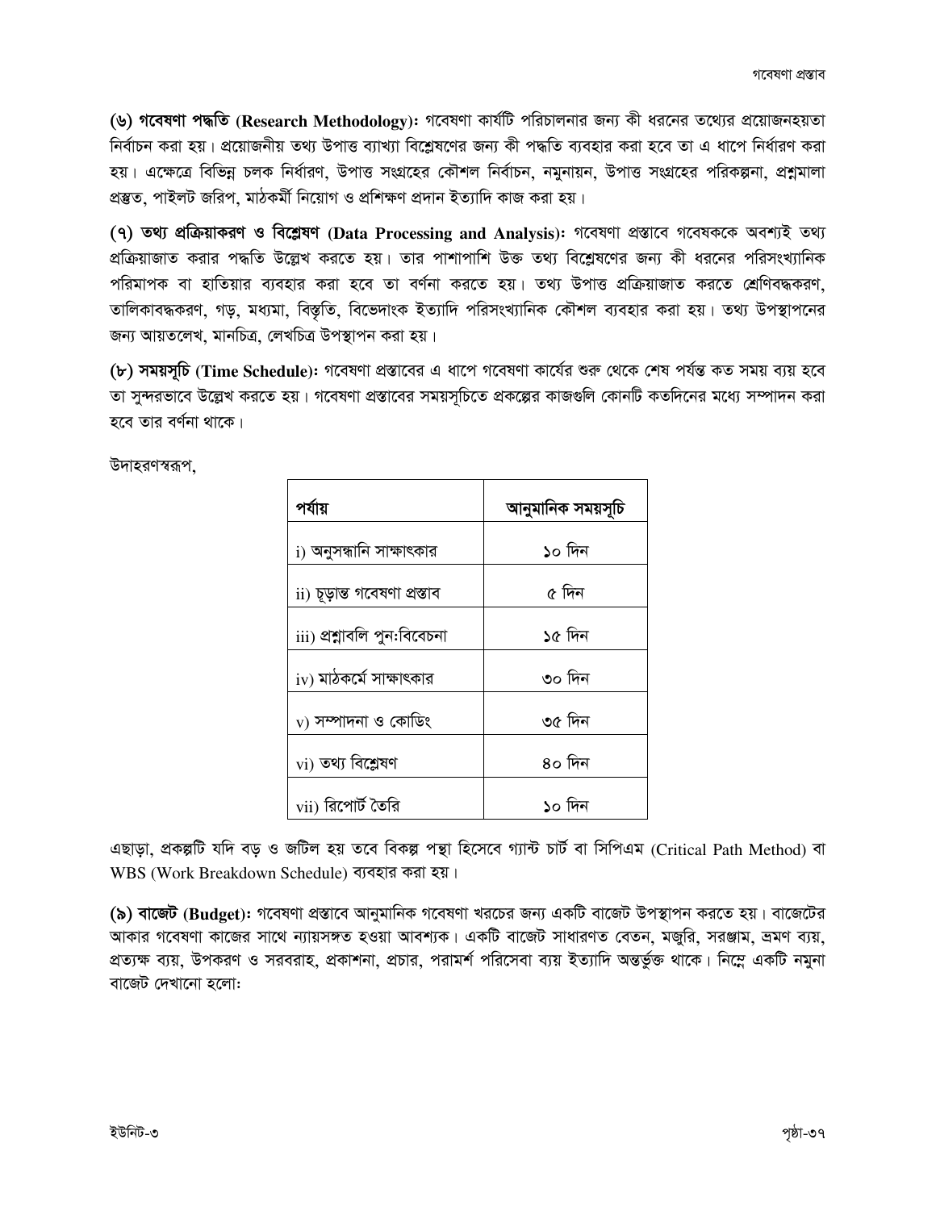**(৬) গবেষণা পদ্ধতি (Research Methodology):** গবেষণা কার্যটি পরিচালনার জন্য কী ধরনের তথ্যের প্রয়োজনহয়তা নির্বাচন করা হয়। প্রয়োজনীয় তথ্য উপাত্ত ব্যাখ্যা বিশ্লেষণের জন্য কী পদ্ধতি ব্যবহার করা হবে তা এ ধাপে নির্ধারণ করা হয়। এক্ষেত্রে বিভিন্ন চলক নির্ধারণ, উপাত্ত সংগ্রহের কৌশল নির্বাচন, নমুনায়ন, উপাত্ত সংগ্রহের পরিকল্পনা, প্রশ্নমালা প্রস্তুত, পাইলট জরিপ, মাঠকর্মী নিয়োগ ও প্রশিক্ষণ প্রদান ইত্যাদি কাজ করা হয়।

**(৭) তথ্য প্রক্রিয়াকরণ ও বিশ্লেষণ (Data Processing and Analysis):** গবেষণা প্রস্তাবে গবেষককে অবশ্যই তথ্য প্রক্রিয়াজাত করার পদ্ধতি উল্লেখ করতে হয়। তার পাশাপাশি উক্ত তথ্য বিশ্লেষণের জন্য কী ধরনের পরিসংখ্যানিক পরিমাপক বা হাতিয়ার ব্যবহার করা হবে তা বর্ণনা করতে হয়। তথ্য উপাত্ত প্রক্রিয়াজাত করতে শ্রেণিবদ্ধকরণ, তালিকাবদ্ধকরণ, গড়, মধ্যমা, বিস্তৃতি, বিভেদাংক ইত্যাদি পরিসংখ্যানিক কৌশল ব্যবহার করা হয়। তথ্য উপস্থাপনের জন্য আয়তলেখ, মানচিত্র, লেখচিত্র উপস্থাপন করা হয়।

**(৮) সময়সূচি (Time Schedule):** গবেষণা প্রস্তাবের এ ধাপে গবেষণা কার্যের শুরু থেকে শেষ পর্যন্ত কত সময় ব্যয় হবে তা সুন্দরভাবে উল্লেখ করতে হয়। গবেষণা প্রস্তাবের সময়সূচিতে প্রকল্পের কাজগুলি কোনটি কতদিনের মধ্যে সম্পাদন করা হবে তার বর্ণনা থাকে।

উদাহরণস্বরূপ,

| পর্যায় | আনুমানিক সময়সূচি |
|---|---|
| i) অনুসন্ধানি সাক্ষাৎকার | ১০ দিন |
| ii) চূড়ান্ত গবেষণা প্রস্তাব | ৫ দিন |
| iii) প্রশ্নাবলি পুন:বিবেচনা | ১৫ দিন |
| iv) মাঠকর্মে সাক্ষাৎকার | ৩০ দিন |
| v) সম্পাদনা ও কোডিং | ৩৫ দিন |
| vi) তথ্য বিশ্লেষণ | ৪০ দিন |
| vii) রিপোর্ট তৈরি | ১০ দিন |

এছাড়া, প্রকল্পটি যদি বড় ও জটিল হয় তবে বিকল্প পন্থা হিসেবে গ্যান্ট চার্ট বা সিপিএম (Critical Path Method) বা WBS (Work Breakdown Schedule) ব্যবহার করা হয়।

**(৯) বাজেট (Budget):** গবেষণা প্রস্তাবে আনুমানিক গবেষণা খরচের জন্য একটি বাজেট উপস্থাপন করতে হয়। বাজেটের আকার গবেষণা কাজের সাথে ন্যায়সঙ্গত হওয়া আবশ্যক। একটি বাজেট সাধারণত বেতন, মজুরি, সরঞ্জাম, ভ্রমণ ব্যয়, প্রত্যক্ষ ব্যয়, উপকরণ ও সরবরাহ, প্রকাশনা, প্রচার, পরামর্শ পরিসেবা ব্যয় ইত্যাদি অন্তর্ভুক্ত থাকে। নিম্নে একটি নমুনা বাজেট দেখানো হলো: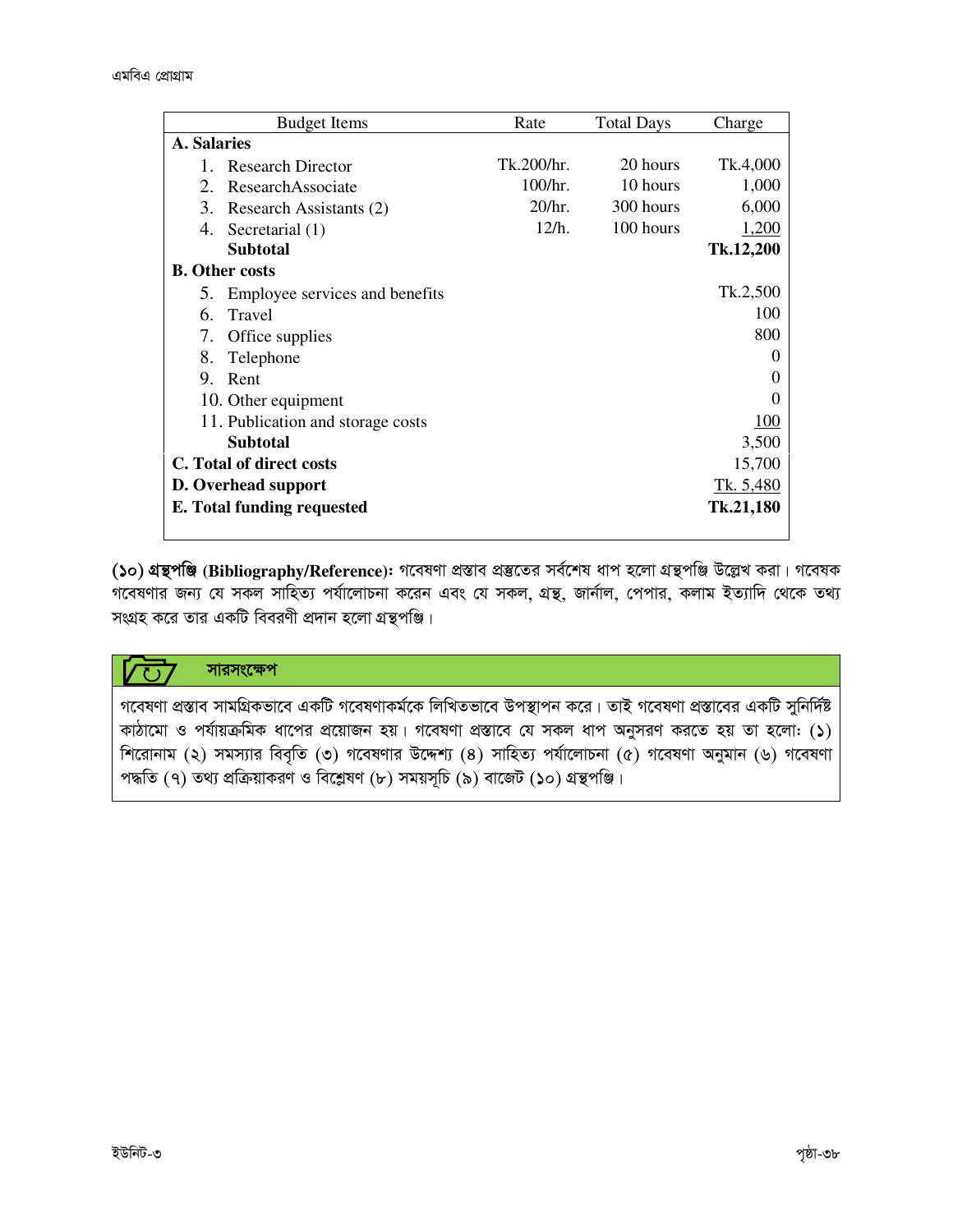| Budget Items | Rate | Total Days | Charge |
|---|---|---|---|
| **A. Salaries** | | | |
| 1. Research Director | Tk.200/hr. | 20 hours | Tk.4,000 |
| 2. ResearchAssociate | 100/hr. | 10 hours | 1,000 |
| 3. Research Assistants (2) | 20/hr. | 300 hours | 6,000 |
| 4. Secretarial (1) | 12/h. | 100 hours | 1,200 |
| **Subtotal** | | | **Tk.12,200** |
| **B. Other costs** | | | |
| 5. Employee services and benefits | | | Tk.2,500 |
| 6. Travel | | | 100 |
| 7. Office supplies | | | 800 |
| 8. Telephone | | | 0 |
| 9. Rent | | | 0 |
| 10. Other equipment | | | 0 |
| 11. Publication and storage costs | | | 100 |
| **Subtotal** | | | 3,500 |
| **C. Total of direct costs** | | | 15,700 |
| **D. Overhead support** | | | Tk. 5,480 |
| **E. Total funding requested** | | | **Tk.21,180** |

**(১০) গ্রন্থপঞ্জি (Bibliography/Reference):** গবেষণা প্রস্তাব প্রস্তুতের সর্বশেষ ধাপ হলো গ্রন্থপঞ্জি উল্লেখ করা। গবেষক গবেষণার জন্য যে সকল সাহিত্য পর্যালোচনা করেন এবং যে সকল, গ্রন্থ, জার্নাল, পেপার, কলাম ইত্যাদি থেকে তথ্য সংগ্রহ করে তার একটি বিবরণী প্রদান হলো গ্রন্থপঞ্জি।

### সারসংক্ষেপ

গবেষণা প্রস্তাব সামগ্রিকভাবে একটি গবেষণাকর্মকে লিখিতভাবে উপস্থাপন করে। তাই গবেষণা প্রস্তাবের একটি সুনির্দিষ্ট কাঠামো ও পর্যায়ক্রমিক ধাপের প্রয়োজন হয়। গবেষণা প্রস্তাবে যে সকল ধাপ অনুসরণ করতে হয় তা হলোঃ (১) শিরোনাম (২) সমস্যার বিবৃতি (৩) গবেষণার উদ্দেশ্য (৪) সাহিত্য পর্যালোচনা (৫) গবেষণা অনুমান (৬) গবেষণা পদ্ধতি (৭) তথ্য প্রক্রিয়াকরণ ও বিশ্লেষণ (৮) সময়সূচি (৯) বাজেট (১০) গ্রন্থপঞ্জি।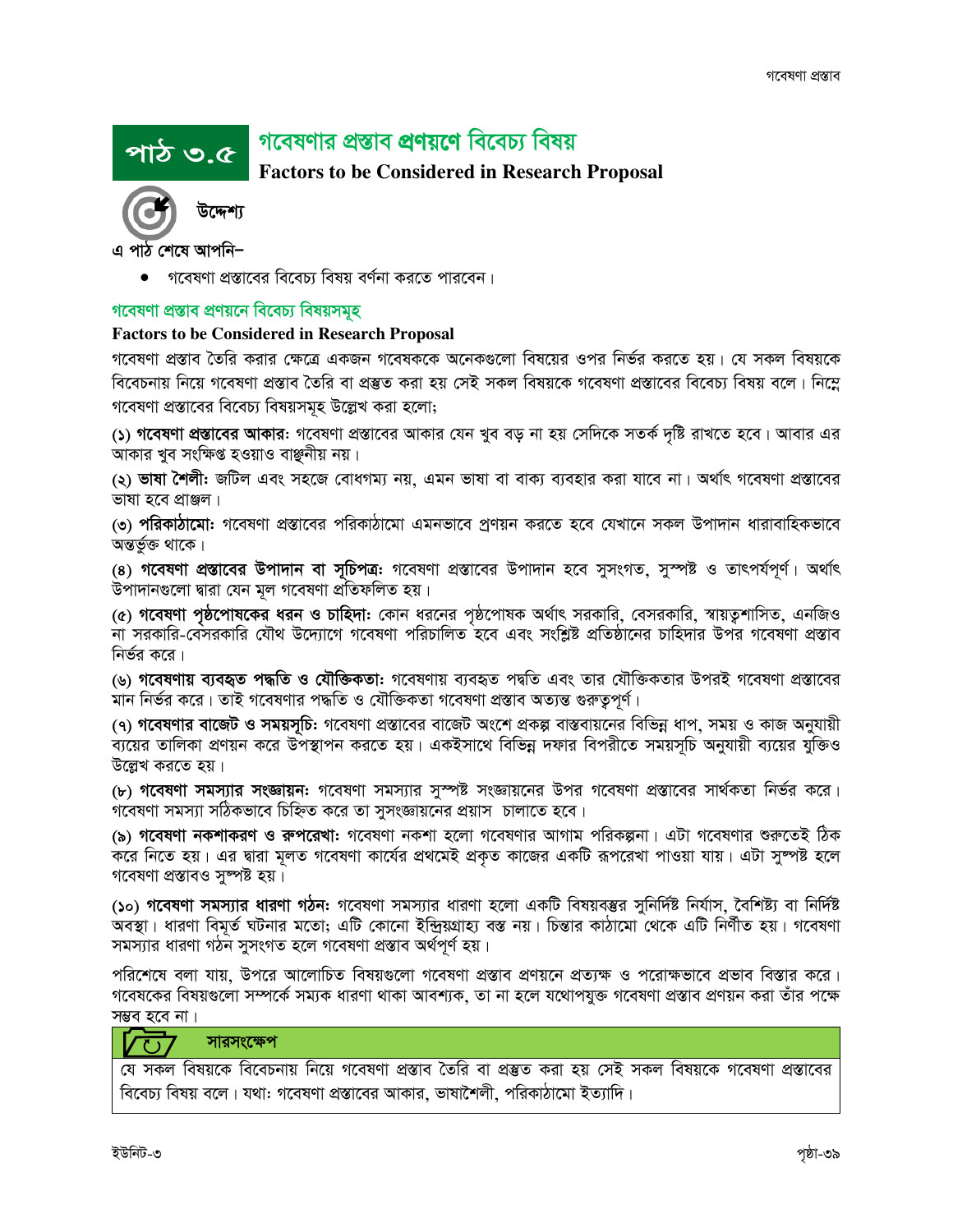# পাঠ ৩.৫ গবেষণার প্রস্তাব প্রণয়ণে বিবেচ্য বিষয়

**Factors to be Considered in Research Proposal**

**উদ্দেশ্য**

এ পাঠ শেষে আপনি–

- গবেষণা প্রস্তাবের বিবেচ্য বিষয় বর্ণনা করতে পারবেন।

## গবেষণা প্রস্তাব প্রণয়নে বিবেচ্য বিষয়সমূহ

**Factors to be Considered in Research Proposal**

গবেষণা প্রস্তাব তৈরি করার ক্ষেত্রে একজন গবেষককে অনেকগুলো বিষয়ের ওপর নির্ভর করতে হয়। যে সকল বিষয়কে বিবেচনায় নিয়ে গবেষণা প্রস্তাব তৈরি বা প্রস্তুত করা হয় সেই সকল বিষয়কে গবেষণা প্রস্তাবের বিবেচ্য বিষয় বলে। নিম্নে গবেষণা প্রস্তাবের বিবেচ্য বিষয়সমূহ উল্লেখ করা হলো;

**(১) গবেষণা প্রস্তাবের আকার:** গবেষণা প্রস্তাবের আকার যেন খুব বড় না হয় সেদিকে সতর্ক দৃষ্টি রাখতে হবে। আবার এর আকার খুব সংক্ষিপ্ত হওয়াও বাঞ্ছনীয় নয়।

**(২) ভাষা শৈলী:** জটিল এবং সহজে বোধগম্য নয়, এমন ভাষা বা বাক্য ব্যবহার করা যাবে না। অর্থাৎ গবেষণা প্রস্তাবের ভাষা হবে প্রাঞ্জল।

**(৩) পরিকাঠামো:** গবেষণা প্রস্তাবের পরিকাঠামো এমনভাবে প্রণয়ন করতে হবে যেখানে সকল উপাদান ধারাবাহিকভাবে অন্তর্ভুক্ত থাকে।

**(৪) গবেষণা প্রস্তাবের উপাদান বা সূচিপত্র:** গবেষণা প্রস্তাবের উপাদান হবে সুসংগত, সুস্পষ্ট ও তাৎপর্যপূর্ণ। অর্থাৎ উপাদানগুলো দ্বারা যেন মূল গবেষণা প্রতিফলিত হয়।

**(৫) গবেষণা পৃষ্ঠপোষকের ধরন ও চাহিদা:** কোন ধরনের পৃষ্ঠপোষক অর্থাৎ সরকারি, বেসরকারি, স্বায়ত্বশাসিত, এনজিও না সরকারি-বেসরকারি যৌথ উদ্যোগে গবেষণা পরিচালিত হবে এবং সংশ্লিষ্ট প্রতিষ্ঠানের চাহিদার উপর গবেষণা প্রস্তাব নির্ভর করে।

**(৬) গবেষণায় ব্যবহৃত পদ্ধতি ও যৌক্তিকতা:** গবেষণায় ব্যবহৃত পদ্ধতি এবং তার যৌক্তিকতার উপরই গবেষণা প্রস্তাবের মান নির্ভর করে। তাই গবেষণার পদ্ধতি ও যৌক্তিকতা গবেষণা প্রস্তাব অত্যন্ত গুরুত্বপূর্ণ।

**(৭) গবেষণার বাজেট ও সময়সূচি:** গবেষণা প্রস্তাবের বাজেট অংশে প্রকল্প বাস্তবায়নের বিভিন্ন ধাপ, সময় ও কাজ অনুযায়ী ব্যয়ের তালিকা প্রণয়ন করে উপস্থাপন করতে হয়। একইসাথে বিভিন্ন দফার বিপরীতে সময়সূচি অনুযায়ী ব্যয়ের যুক্তিও উল্লেখ করতে হয়।

**(৮) গবেষণা সমস্যার সংজ্ঞায়ন:** গবেষণা সমস্যার সুস্পষ্ট সংজ্ঞায়নের উপর গবেষণা প্রস্তাবের সার্থকতা নির্ভর করে। গবেষণা সমস্যা সঠিকভাবে চিহ্নিত করে তা সুসংজ্ঞায়নের প্রয়াস চালাতে হবে।

**(৯) গবেষণা নকশাকরণ ও রূপরেখা:** গবেষণা নকশা হলো গবেষণার আগাম পরিকল্পনা। এটা গবেষণার শুরুতেই ঠিক করে নিতে হয়। এর দ্বারা মূলত গবেষণা কার্যের প্রথমেই প্রকৃত কাজের একটি রূপরেখা পাওয়া যায়। এটা সুস্পষ্ট হলে গবেষণা প্রস্তাবও সুস্পষ্ট হয়।

**(১০) গবেষণা সমস্যার ধারণা গঠন:** গবেষণা সমস্যার ধারণা হলো একটি বিষয়বস্তুর সুনির্দিষ্ট নির্যাস, বৈশিষ্ট্য বা নির্দিষ্ট অবস্থা। ধারণা বিমূর্ত ঘটনার মতো; এটি কোনো ইন্দ্রিয়গ্রাহ্য বস্তু নয়। চিন্তার কাঠামো থেকে এটি নির্ণীত হয়। গবেষণা সমস্যার ধারণা গঠন সুসংগত হলে গবেষণা প্রস্তাব অর্থপূর্ণ হয়।

পরিশেষে বলা যায়, উপরে আলোচিত বিষয়গুলো গবেষণা প্রস্তাব প্রণয়নে প্রত্যক্ষ ও পরোক্ষভাবে প্রভাব বিস্তার করে। গবেষকের বিষয়গুলো সম্পর্কে সম্যক ধারণা থাকা আবশ্যক, তা না হলে যথোপযুক্ত গবেষণা প্রস্তাব প্রণয়ন করা তাঁর পক্ষে সম্ভব হবে না।

**সারসংক্ষেপ**

যে সকল বিষয়কে বিবেচনায় নিয়ে গবেষণা প্রস্তাব তৈরি বা প্রস্তুত করা হয় সেই সকল বিষয়কে গবেষণা প্রস্তাবের বিবেচ্য বিষয় বলে। যথা: গবেষণা প্রস্তাবের আকার, ভাষাশৈলী, পরিকাঠামো ইত্যাদি।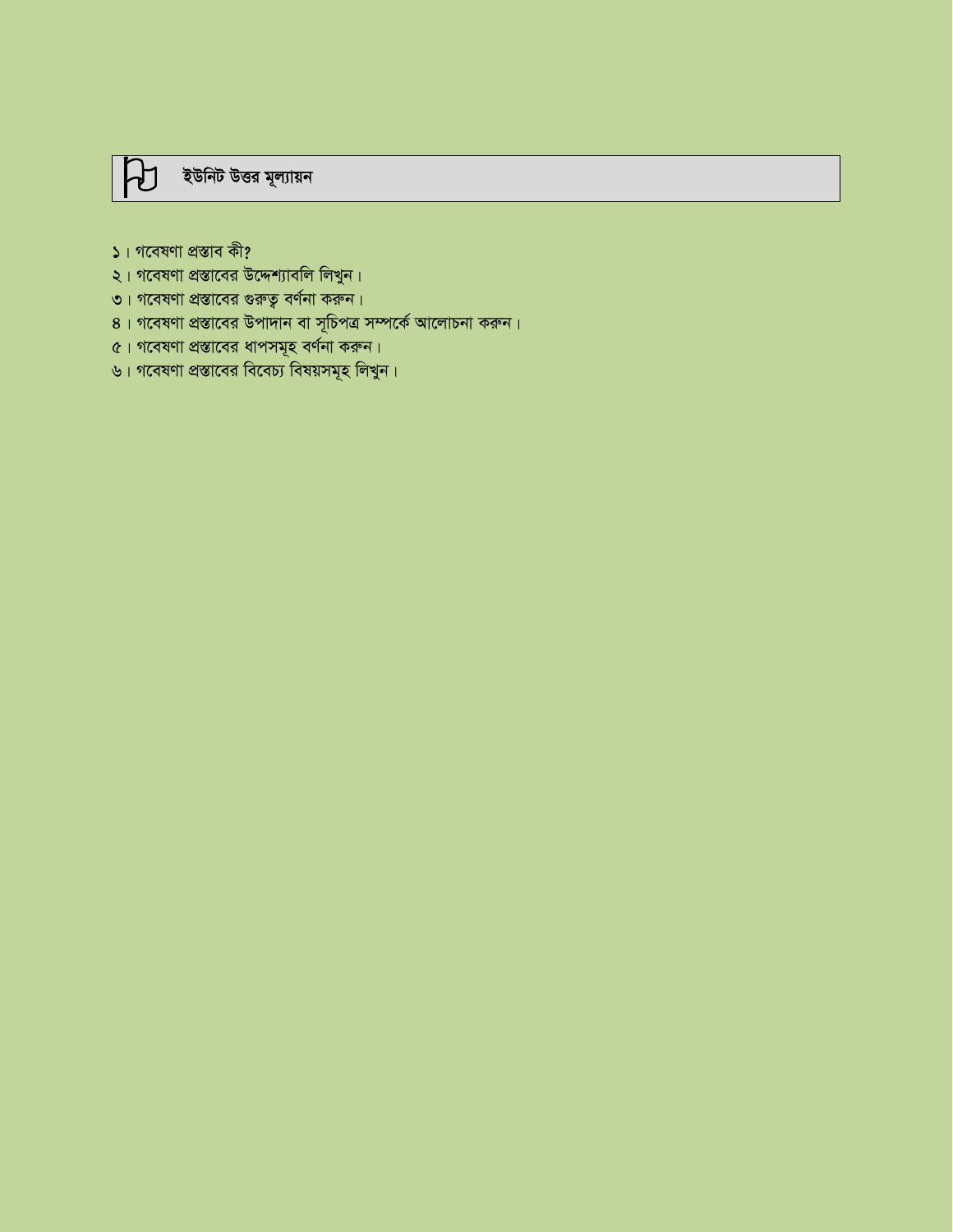## ইউনিট উত্তর মূল্যায়ন

১। গবেষণা প্রস্তাব কী?

২। গবেষণা প্রস্তাবের উদ্দেশ্যাবলি লিখুন।

৩। গবেষণা প্রস্তাবের গুরুত্ব বর্ণনা করুন।

৪। গবেষণা প্রস্তাবের উপাদান বা সূচিপত্র সম্পর্কে আলোচনা করুন।

৫। গবেষণা প্রস্তাবের ধাপসমূহ বর্ণনা করুন।

৬। গবেষণা প্রস্তাবের বিবেচ্য বিষয়সমূহ লিখুন।